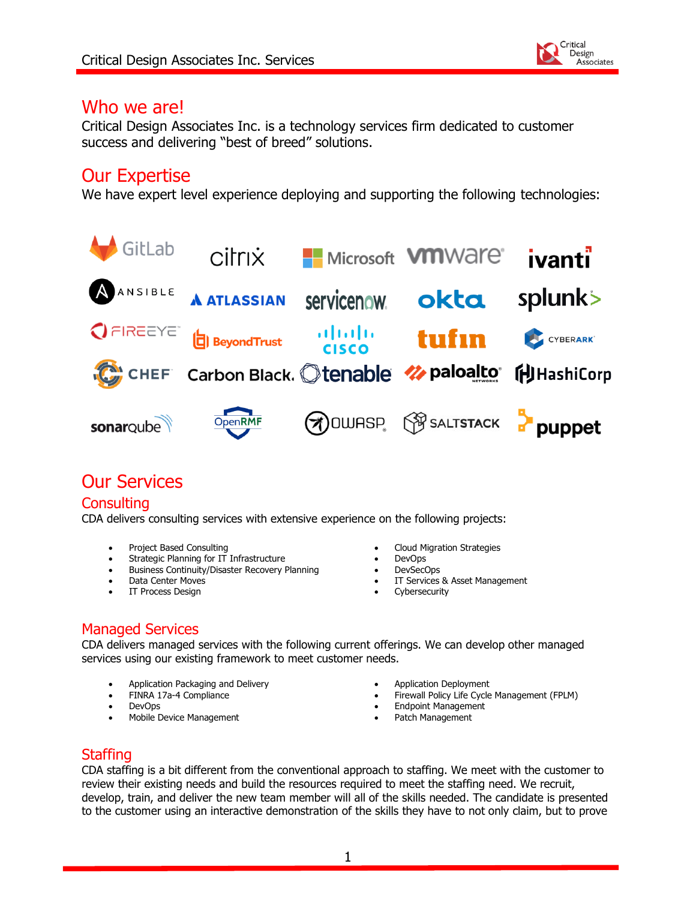## Who we are!

Critical Design Associates Inc. is a technology services firm dedicated to customer success and delivering "best of breed" solutions.

## Our Expertise

We have expert level experience deploying and supporting the following technologies:

GitLab, citrix, Microsoft, vmware, ivanti, ANSIBLE, ATLASSIAN, servicenow, okta, splunk>, FIREEYE, BeyondTrust, cisco, tufin, CYBERARK, CHEF, Carbon Black., tenable, paloalto, HashiCorp, sonarqube, OpenRMF, OWASP, SALTSTACK, puppet

## Our Services

### Consulting

CDA delivers consulting services with extensive experience on the following projects:

- Project Based Consulting
- Strategic Planning for IT Infrastructure
- Business Continuity/Disaster Recovery Planning
- Data Center Moves
- IT Process Design
- Cloud Migration Strategies
- DevOps
- DevSecOps
- IT Services & Asset Management
- Cybersecurity

### Managed Services

CDA delivers managed services with the following current offerings. We can develop other managed services using our existing framework to meet customer needs.

- Application Packaging and Delivery
- FINRA 17a-4 Compliance
- DevOps
- Mobile Device Management
- Application Deployment
- Firewall Policy Life Cycle Management (FPLM)
- Endpoint Management
- Patch Management

### Staffing

CDA staffing is a bit different from the conventional approach to staffing. We meet with the customer to review their existing needs and build the resources required to meet the staffing need. We recruit, develop, train, and deliver the new team member will all of the skills needed. The candidate is presented to the customer using an interactive demonstration of the skills they have to not only claim, but to prove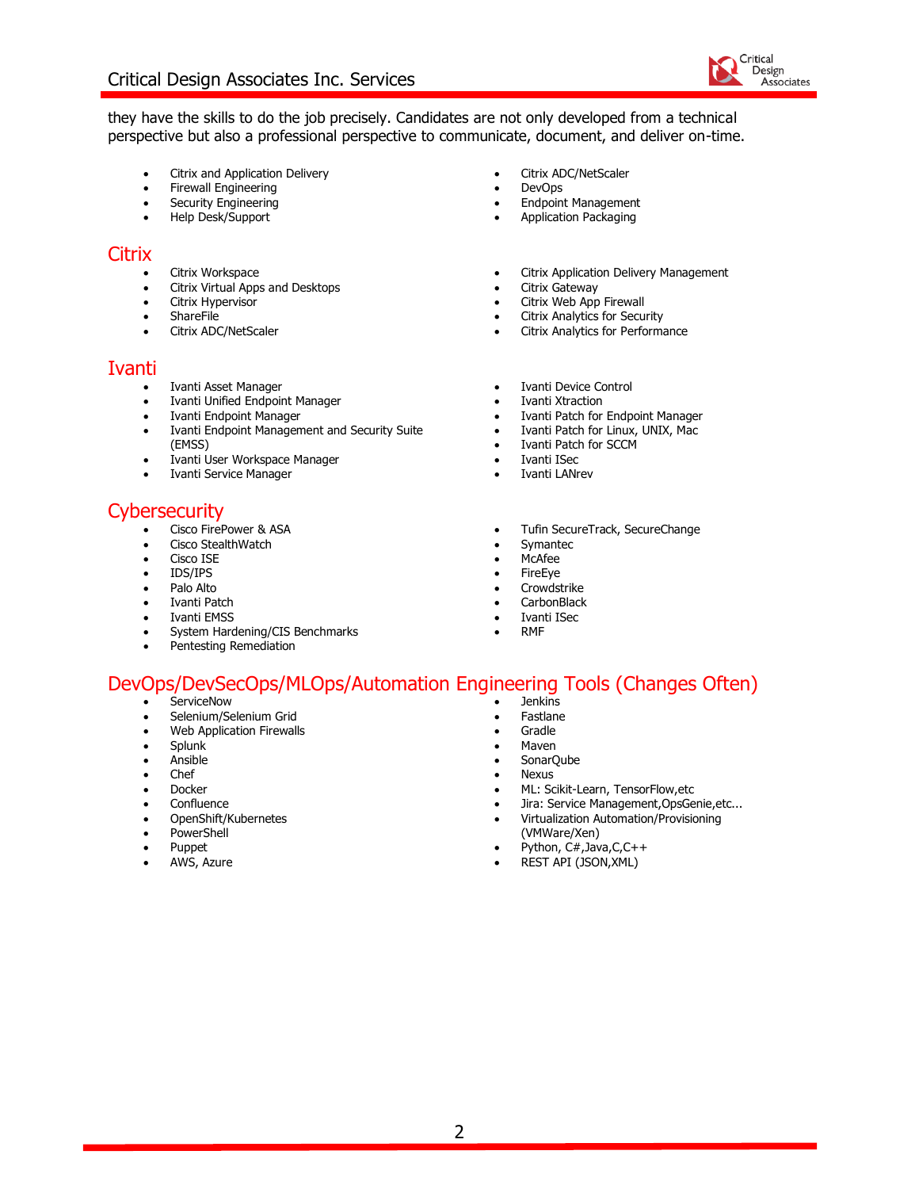they have the skills to do the job precisely. Candidates are not only developed from a technical perspective but also a professional perspective to communicate, document, and deliver on-time.

- Citrix and Application Delivery
- Firewall Engineering
- Security Engineering
- Help Desk/Support
- Citrix ADC/NetScaler
- DevOps
- Endpoint Management
- Application Packaging

## Citrix

- Citrix Workspace
- Citrix Virtual Apps and Desktops
- Citrix Hypervisor
- ShareFile
- Citrix ADC/NetScaler
- Citrix Application Delivery Management
- Citrix Gateway
- Citrix Web App Firewall
- Citrix Analytics for Security
- Citrix Analytics for Performance

## Ivanti

- Ivanti Asset Manager
- Ivanti Unified Endpoint Manager
- Ivanti Endpoint Manager
- Ivanti Endpoint Management and Security Suite (EMSS)
- Ivanti User Workspace Manager
- Ivanti Service Manager
- Ivanti Device Control
- Ivanti Xtraction
- Ivanti Patch for Endpoint Manager
- Ivanti Patch for Linux, UNIX, Mac
- Ivanti Patch for SCCM
- Ivanti ISec
- Ivanti LANrev

## Cybersecurity

- Cisco FirePower & ASA
- Cisco StealthWatch
- Cisco ISE
- IDS/IPS
- Palo Alto
- Ivanti Patch
- Ivanti EMSS
- System Hardening/CIS Benchmarks
- Pentesting Remediation
- Tufin SecureTrack, SecureChange
- Symantec
- McAfee
- FireEye
- Crowdstrike
- CarbonBlack
- Ivanti ISec
- RMF

## DevOps/DevSecOps/MLOps/Automation Engineering Tools (Changes Often)

- ServiceNow
- Selenium/Selenium Grid
- Web Application Firewalls
- Splunk
- Ansible
- Chef
- Docker
- Confluence
- OpenShift/Kubernetes
- PowerShell
- Puppet
- AWS, Azure
- Jenkins
- Fastlane
- Gradle
- Maven
- SonarQube
- Nexus
- ML: Scikit-Learn, TensorFlow,etc
- Jira: Service Management,OpsGenie,etc...
- Virtualization Automation/Provisioning (VMWare/Xen)
- Python, C#,Java,C,C++
- REST API (JSON,XML)